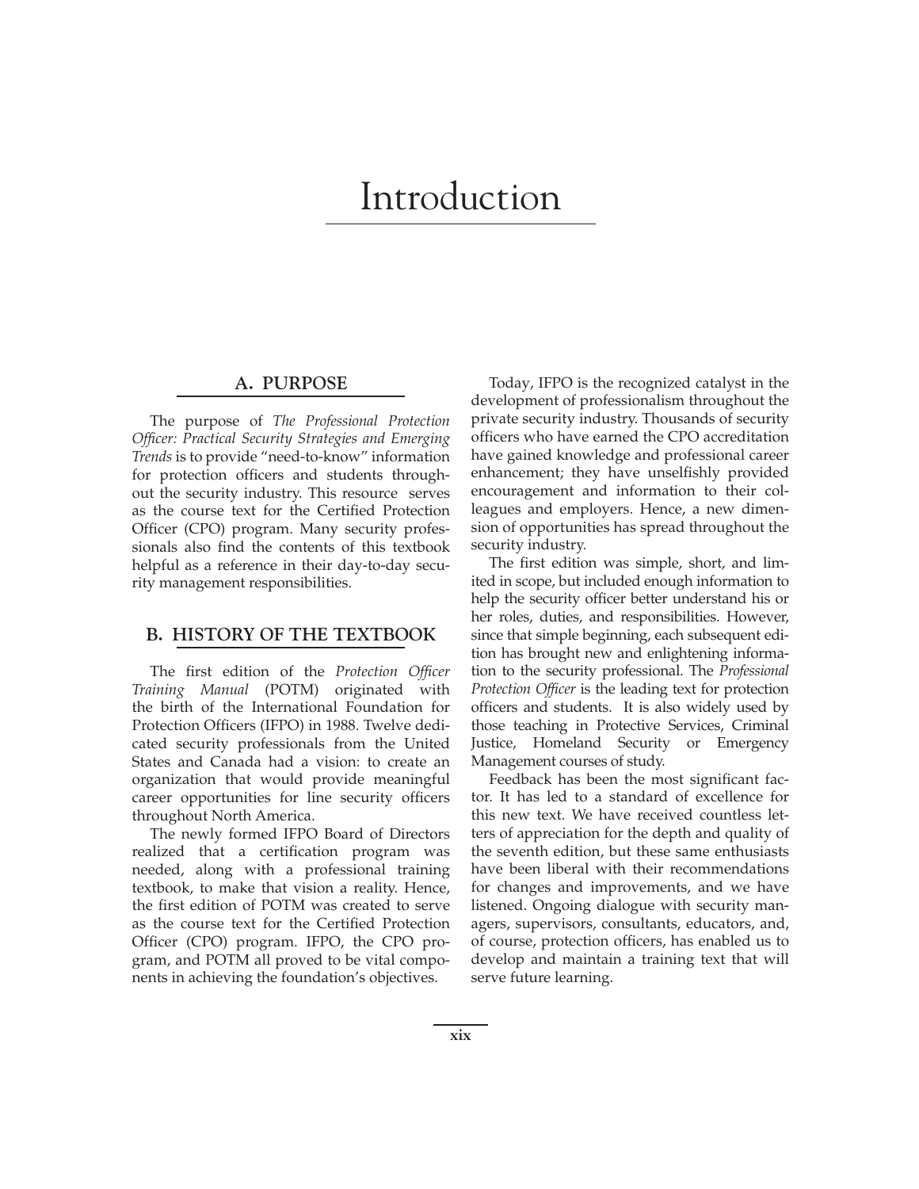# Introduction

## A. PURPOSE

The purpose of *The Professional Protection Officer: Practical Security Strategies and Emerging Trends* is to provide "need-to-know" information for protection officers and students throughout the security industry. This resource serves as the course text for the Certified Protection Officer (CPO) program. Many security professionals also find the contents of this textbook helpful as a reference in their day-to-day security management responsibilities.

## B. HISTORY OF THE TEXTBOOK

The first edition of the *Protection Officer Training Manual* (POTM) originated with the birth of the International Foundation for Protection Officers (IFPO) in 1988. Twelve dedicated security professionals from the United States and Canada had a vision: to create an organization that would provide meaningful career opportunities for line security officers throughout North America.

The newly formed IFPO Board of Directors realized that a certification program was needed, along with a professional training textbook, to make that vision a reality. Hence, the first edition of POTM was created to serve as the course text for the Certified Protection Officer (CPO) program. IFPO, the CPO program, and POTM all proved to be vital components in achieving the foundation's objectives.

Today, IFPO is the recognized catalyst in the development of professionalism throughout the private security industry. Thousands of security officers who have earned the CPO accreditation have gained knowledge and professional career enhancement; they have unselfishly provided encouragement and information to their colleagues and employers. Hence, a new dimension of opportunities has spread throughout the security industry.

The first edition was simple, short, and limited in scope, but included enough information to help the security officer better understand his or her roles, duties, and responsibilities. However, since that simple beginning, each subsequent edition has brought new and enlightening information to the security professional. The *Professional Protection Officer* is the leading text for protection officers and students. It is also widely used by those teaching in Protective Services, Criminal Justice, Homeland Security or Emergency Management courses of study.

Feedback has been the most significant factor. It has led to a standard of excellence for this new text. We have received countless letters of appreciation for the depth and quality of the seventh edition, but these same enthusiasts have been liberal with their recommendations for changes and improvements, and we have listened. Ongoing dialogue with security managers, supervisors, consultants, educators, and, of course, protection officers, has enabled us to develop and maintain a training text that will serve future learning.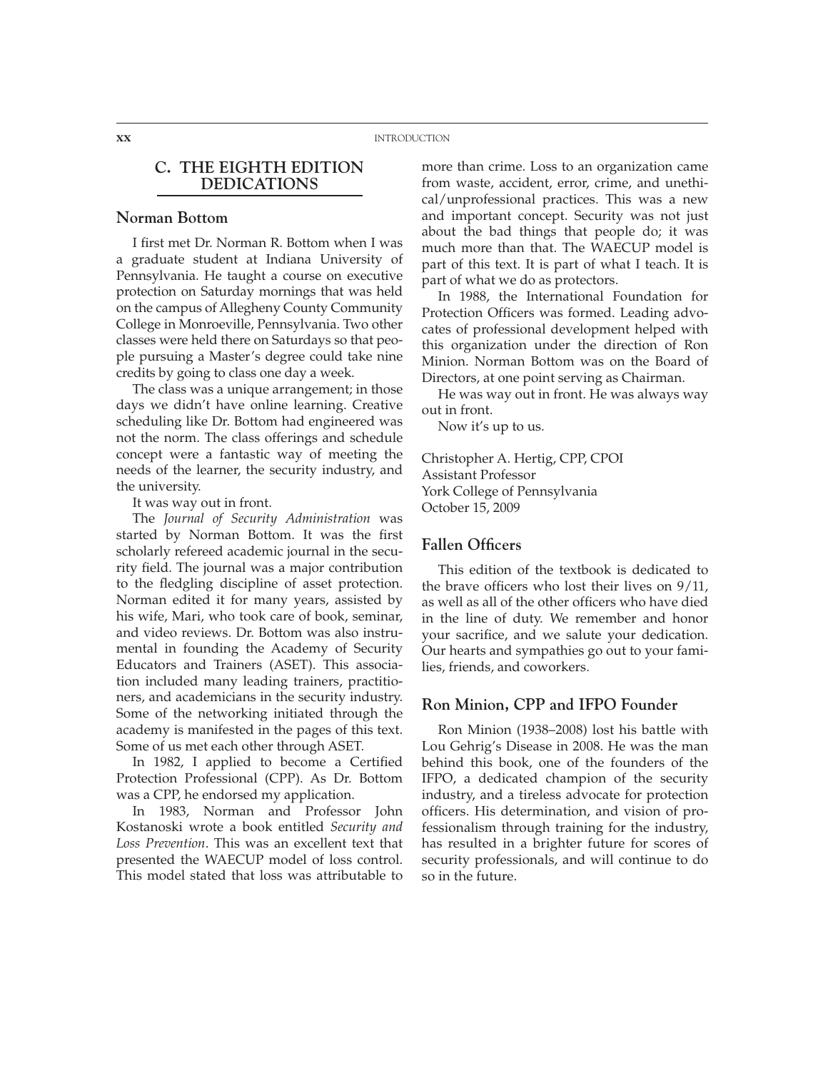## C. THE EIGHTH EDITION DEDICATIONS

### Norman Bottom

I first met Dr. Norman R. Bottom when I was a graduate student at Indiana University of Pennsylvania. He taught a course on executive protection on Saturday mornings that was held on the campus of Allegheny County Community College in Monroeville, Pennsylvania. Two other classes were held there on Saturdays so that people pursuing a Master's degree could take nine credits by going to class one day a week.

The class was a unique arrangement; in those days we didn't have online learning. Creative scheduling like Dr. Bottom had engineered was not the norm. The class offerings and schedule concept were a fantastic way of meeting the needs of the learner, the security industry, and the university.

It was way out in front.

The *Journal of Security Administration* was started by Norman Bottom. It was the first scholarly refereed academic journal in the security field. The journal was a major contribution to the fledgling discipline of asset protection. Norman edited it for many years, assisted by his wife, Mari, who took care of book, seminar, and video reviews. Dr. Bottom was also instrumental in founding the Academy of Security Educators and Trainers (ASET). This association included many leading trainers, practitioners, and academicians in the security industry. Some of the networking initiated through the academy is manifested in the pages of this text. Some of us met each other through ASET.

In 1982, I applied to become a Certified Protection Professional (CPP). As Dr. Bottom was a CPP, he endorsed my application.

In 1983, Norman and Professor John Kostanoski wrote a book entitled *Security and Loss Prevention*. This was an excellent text that presented the WAECUP model of loss control. This model stated that loss was attributable to more than crime. Loss to an organization came from waste, accident, error, crime, and unethical/unprofessional practices. This was a new and important concept. Security was not just about the bad things that people do; it was much more than that. The WAECUP model is part of this text. It is part of what I teach. It is part of what we do as protectors.

In 1988, the International Foundation for Protection Officers was formed. Leading advocates of professional development helped with this organization under the direction of Ron Minion. Norman Bottom was on the Board of Directors, at one point serving as Chairman.

He was way out in front. He was always way out in front.

Now it's up to us.

Christopher A. Hertig, CPP, CPOI
Assistant Professor
York College of Pennsylvania
October 15, 2009

### Fallen Officers

This edition of the textbook is dedicated to the brave officers who lost their lives on 9/11, as well as all of the other officers who have died in the line of duty. We remember and honor your sacrifice, and we salute your dedication. Our hearts and sympathies go out to your families, friends, and coworkers.

### Ron Minion, CPP and IFPO Founder

Ron Minion (1938–2008) lost his battle with Lou Gehrig's Disease in 2008. He was the man behind this book, one of the founders of the IFPO, a dedicated champion of the security industry, and a tireless advocate for protection officers. His determination, and vision of professionalism through training for the industry, has resulted in a brighter future for scores of security professionals, and will continue to do so in the future.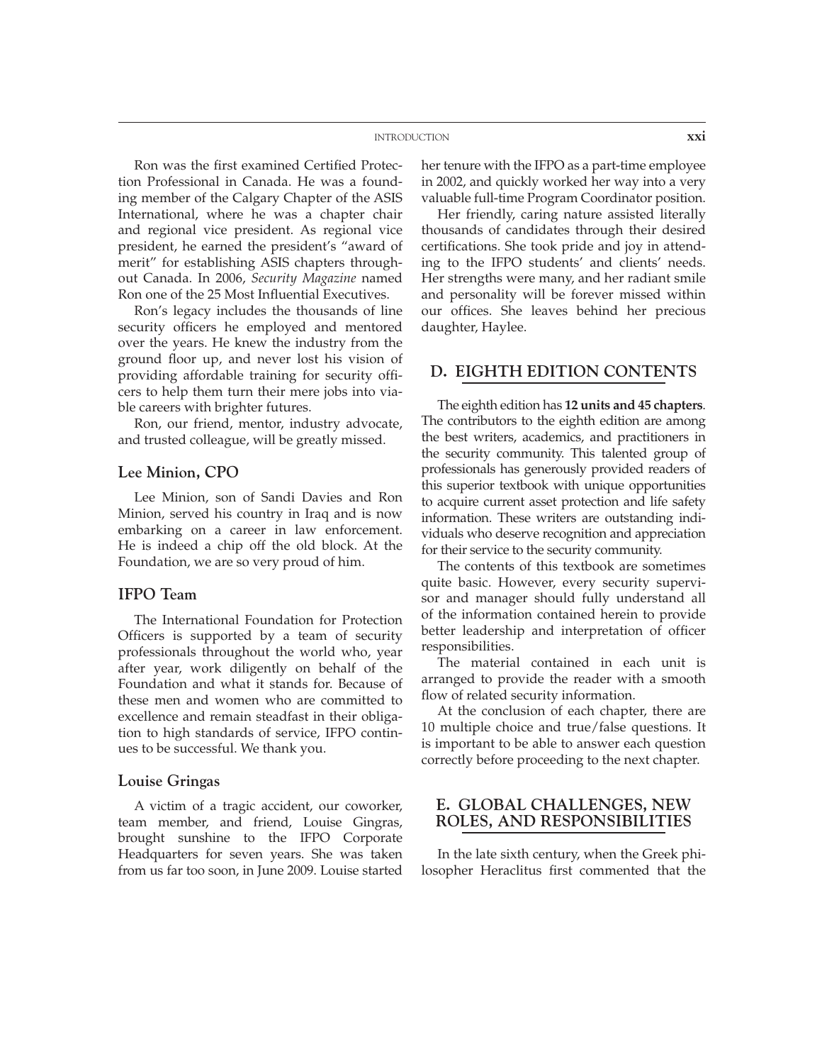Ron was the first examined Certified Protection Professional in Canada. He was a founding member of the Calgary Chapter of the ASIS International, where he was a chapter chair and regional vice president. As regional vice president, he earned the president's "award of merit" for establishing ASIS chapters throughout Canada. In 2006, *Security Magazine* named Ron one of the 25 Most Influential Executives.

Ron's legacy includes the thousands of line security officers he employed and mentored over the years. He knew the industry from the ground floor up, and never lost his vision of providing affordable training for security officers to help them turn their mere jobs into viable careers with brighter futures.

Ron, our friend, mentor, industry advocate, and trusted colleague, will be greatly missed.

### Lee Minion, CPO

Lee Minion, son of Sandi Davies and Ron Minion, served his country in Iraq and is now embarking on a career in law enforcement. He is indeed a chip off the old block. At the Foundation, we are so very proud of him.

### IFPO Team

The International Foundation for Protection Officers is supported by a team of security professionals throughout the world who, year after year, work diligently on behalf of the Foundation and what it stands for. Because of these men and women who are committed to excellence and remain steadfast in their obligation to high standards of service, IFPO continues to be successful. We thank you.

### Louise Gringas

A victim of a tragic accident, our coworker, team member, and friend, Louise Gingras, brought sunshine to the IFPO Corporate Headquarters for seven years. She was taken from us far too soon, in June 2009. Louise started her tenure with the IFPO as a part-time employee in 2002, and quickly worked her way into a very valuable full-time Program Coordinator position.

Her friendly, caring nature assisted literally thousands of candidates through their desired certifications. She took pride and joy in attending to the IFPO students' and clients' needs. Her strengths were many, and her radiant smile and personality will be forever missed within our offices. She leaves behind her precious daughter, Haylee.

## D. EIGHTH EDITION CONTENTS

The eighth edition has **12 units and 45 chapters**. The contributors to the eighth edition are among the best writers, academics, and practitioners in the security community. This talented group of professionals has generously provided readers of this superior textbook with unique opportunities to acquire current asset protection and life safety information. These writers are outstanding individuals who deserve recognition and appreciation for their service to the security community.

The contents of this textbook are sometimes quite basic. However, every security supervisor and manager should fully understand all of the information contained herein to provide better leadership and interpretation of officer responsibilities.

The material contained in each unit is arranged to provide the reader with a smooth flow of related security information.

At the conclusion of each chapter, there are 10 multiple choice and true/false questions. It is important to be able to answer each question correctly before proceeding to the next chapter.

## E. GLOBAL CHALLENGES, NEW ROLES, AND RESPONSIBILITIES

In the late sixth century, when the Greek philosopher Heraclitus first commented that the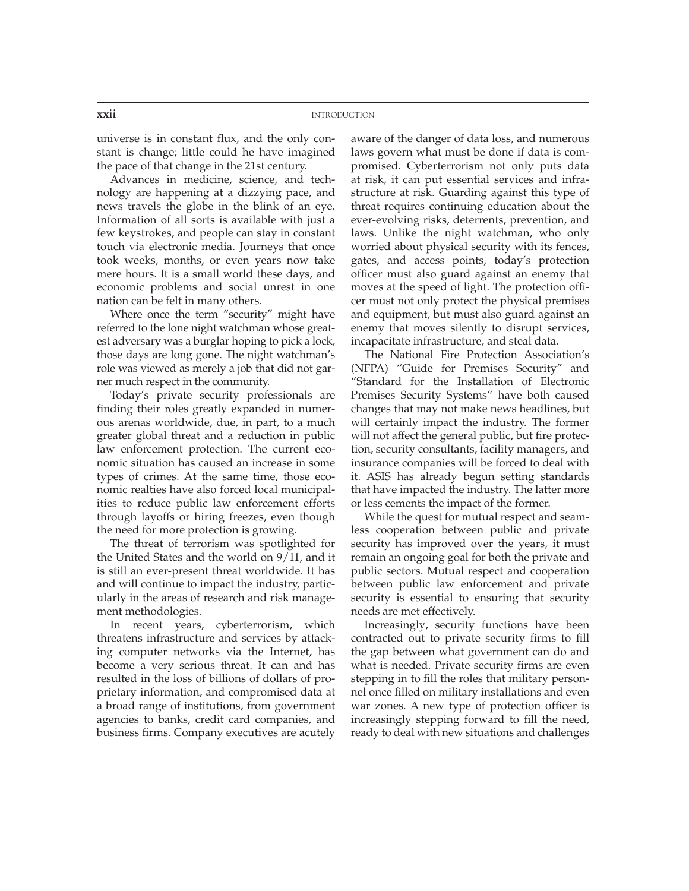universe is in constant flux, and the only constant is change; little could he have imagined the pace of that change in the 21st century.

Advances in medicine, science, and technology are happening at a dizzying pace, and news travels the globe in the blink of an eye. Information of all sorts is available with just a few keystrokes, and people can stay in constant touch via electronic media. Journeys that once took weeks, months, or even years now take mere hours. It is a small world these days, and economic problems and social unrest in one nation can be felt in many others.

Where once the term "security" might have referred to the lone night watchman whose greatest adversary was a burglar hoping to pick a lock, those days are long gone. The night watchman's role was viewed as merely a job that did not garner much respect in the community.

Today's private security professionals are finding their roles greatly expanded in numerous arenas worldwide, due, in part, to a much greater global threat and a reduction in public law enforcement protection. The current economic situation has caused an increase in some types of crimes. At the same time, those economic realties have also forced local municipalities to reduce public law enforcement efforts through layoffs or hiring freezes, even though the need for more protection is growing.

The threat of terrorism was spotlighted for the United States and the world on 9/11, and it is still an ever-present threat worldwide. It has and will continue to impact the industry, particularly in the areas of research and risk management methodologies.

In recent years, cyberterrorism, which threatens infrastructure and services by attacking computer networks via the Internet, has become a very serious threat. It can and has resulted in the loss of billions of dollars of proprietary information, and compromised data at a broad range of institutions, from government agencies to banks, credit card companies, and business firms. Company executives are acutely aware of the danger of data loss, and numerous laws govern what must be done if data is compromised. Cyberterrorism not only puts data at risk, it can put essential services and infrastructure at risk. Guarding against this type of threat requires continuing education about the ever-evolving risks, deterrents, prevention, and laws. Unlike the night watchman, who only worried about physical security with its fences, gates, and access points, today's protection officer must also guard against an enemy that moves at the speed of light. The protection officer must not only protect the physical premises and equipment, but must also guard against an enemy that moves silently to disrupt services, incapacitate infrastructure, and steal data.

The National Fire Protection Association's (NFPA) "Guide for Premises Security" and "Standard for the Installation of Electronic Premises Security Systems" have both caused changes that may not make news headlines, but will certainly impact the industry. The former will not affect the general public, but fire protection, security consultants, facility managers, and insurance companies will be forced to deal with it. ASIS has already begun setting standards that have impacted the industry. The latter more or less cements the impact of the former.

While the quest for mutual respect and seamless cooperation between public and private security has improved over the years, it must remain an ongoing goal for both the private and public sectors. Mutual respect and cooperation between public law enforcement and private security is essential to ensuring that security needs are met effectively.

Increasingly, security functions have been contracted out to private security firms to fill the gap between what government can do and what is needed. Private security firms are even stepping in to fill the roles that military personnel once filled on military installations and even war zones. A new type of protection officer is increasingly stepping forward to fill the need, ready to deal with new situations and challenges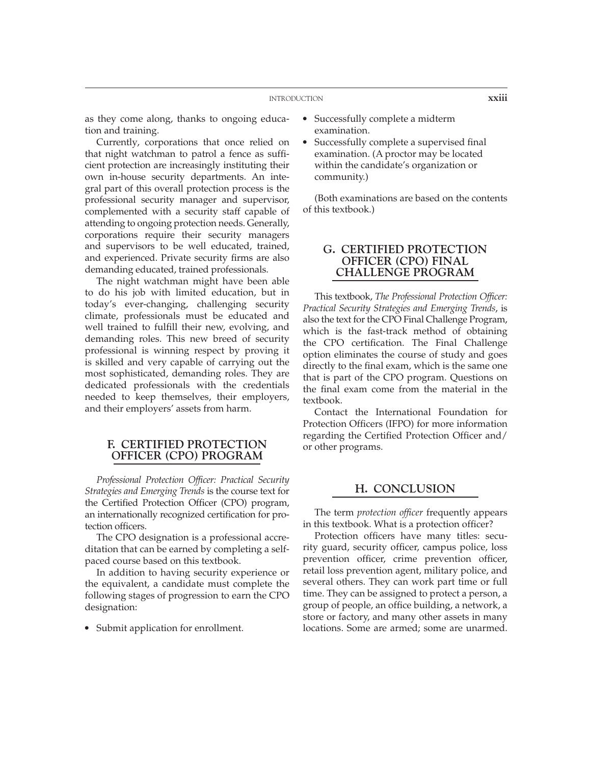as they come along, thanks to ongoing education and training.

Currently, corporations that once relied on that night watchman to patrol a fence as sufficient protection are increasingly instituting their own in-house security departments. An integral part of this overall protection process is the professional security manager and supervisor, complemented with a security staff capable of attending to ongoing protection needs. Generally, corporations require their security managers and supervisors to be well educated, trained, and experienced. Private security firms are also demanding educated, trained professionals.

The night watchman might have been able to do his job with limited education, but in today's ever-changing, challenging security climate, professionals must be educated and well trained to fulfill their new, evolving, and demanding roles. This new breed of security professional is winning respect by proving it is skilled and very capable of carrying out the most sophisticated, demanding roles. They are dedicated professionals with the credentials needed to keep themselves, their employers, and their employers' assets from harm.

## F. CERTIFIED PROTECTION OFFICER (CPO) PROGRAM

*Professional Protection Officer: Practical Security Strategies and Emerging Trends* is the course text for the Certified Protection Officer (CPO) program, an internationally recognized certification for protection officers.

The CPO designation is a professional accreditation that can be earned by completing a self-paced course based on this textbook.

In addition to having security experience or the equivalent, a candidate must complete the following stages of progression to earn the CPO designation:

- Submit application for enrollment.
- Successfully complete a midterm examination.
- Successfully complete a supervised final examination. (A proctor may be located within the candidate's organization or community.)

(Both examinations are based on the contents of this textbook.)

## G. CERTIFIED PROTECTION OFFICER (CPO) FINAL CHALLENGE PROGRAM

This textbook, *The Professional Protection Officer: Practical Security Strategies and Emerging Trends*, is also the text for the CPO Final Challenge Program, which is the fast-track method of obtaining the CPO certification. The Final Challenge option eliminates the course of study and goes directly to the final exam, which is the same one that is part of the CPO program. Questions on the final exam come from the material in the textbook.

Contact the International Foundation for Protection Officers (IFPO) for more information regarding the Certified Protection Officer and/or other programs.

## H. CONCLUSION

The term *protection officer* frequently appears in this textbook. What is a protection officer?

Protection officers have many titles: security guard, security officer, campus police, loss prevention officer, crime prevention officer, retail loss prevention agent, military police, and several others. They can work part time or full time. They can be assigned to protect a person, a group of people, an office building, a network, a store or factory, and many other assets in many locations. Some are armed; some are unarmed.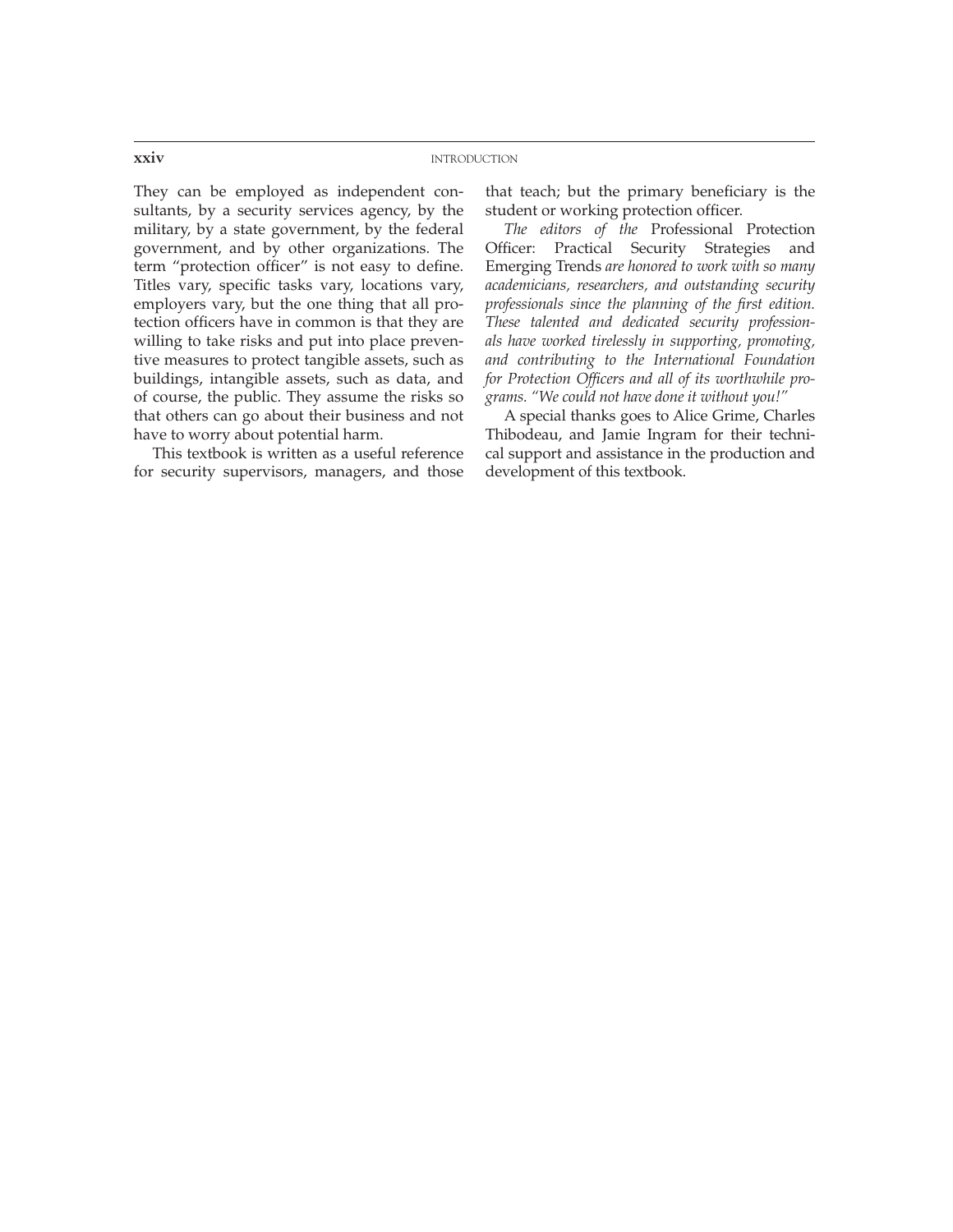They can be employed as independent consultants, by a security services agency, by the military, by a state government, by the federal government, and by other organizations. The term "protection officer" is not easy to define. Titles vary, specific tasks vary, locations vary, employers vary, but the one thing that all protection officers have in common is that they are willing to take risks and put into place preventive measures to protect tangible assets, such as buildings, intangible assets, such as data, and of course, the public. They assume the risks so that others can go about their business and not have to worry about potential harm.

This textbook is written as a useful reference for security supervisors, managers, and those that teach; but the primary beneficiary is the student or working protection officer.

*The editors of the* Professional Protection Officer: Practical Security Strategies and Emerging Trends *are honored to work with so many academicians, researchers, and outstanding security professionals since the planning of the first edition. These talented and dedicated security professionals have worked tirelessly in supporting, promoting, and contributing to the International Foundation for Protection Officers and all of its worthwhile programs. "We could not have done it without you!"*

A special thanks goes to Alice Grime, Charles Thibodeau, and Jamie Ingram for their technical support and assistance in the production and development of this textbook.